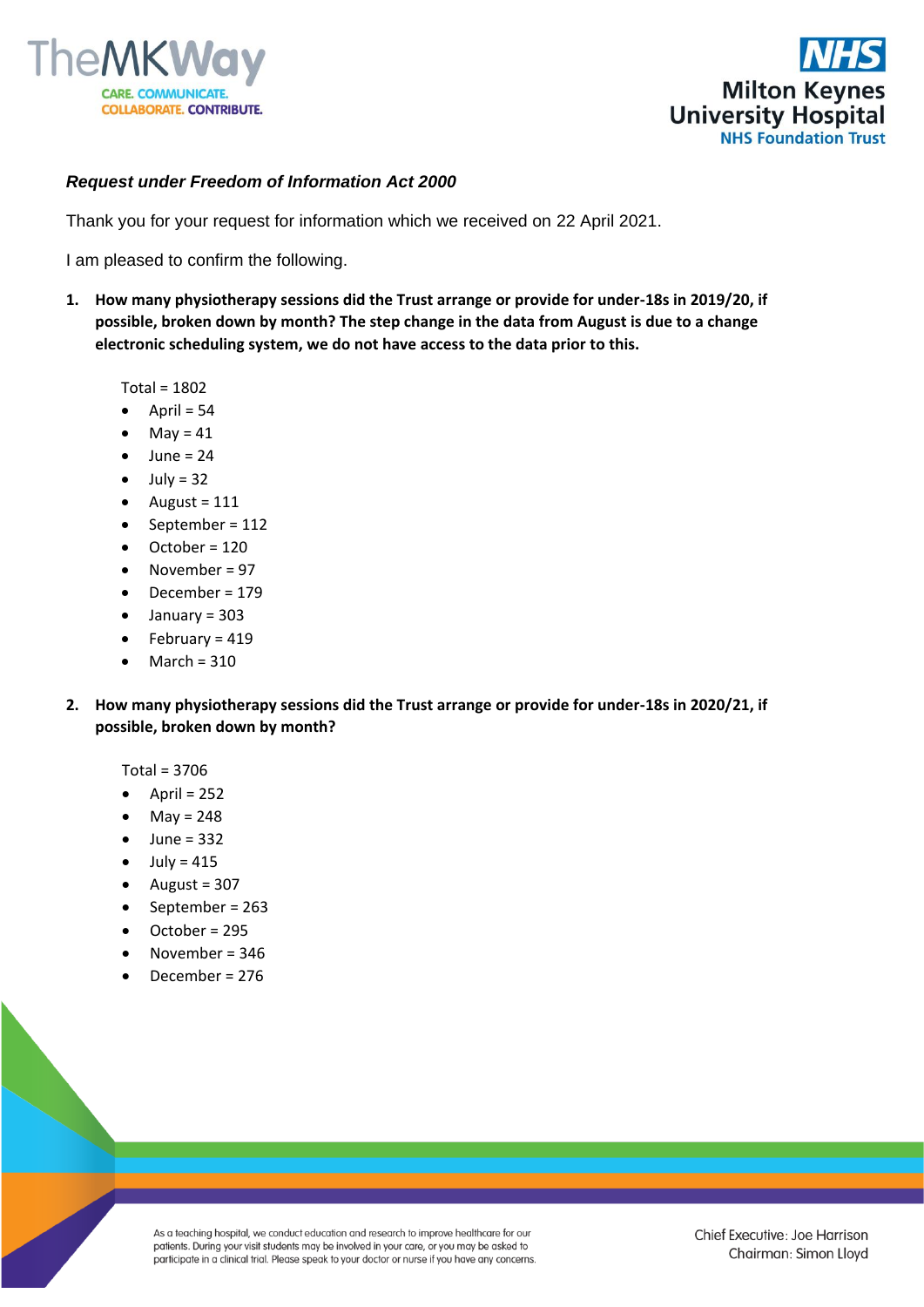***Request under Freedom of Information Act 2000***

Thank you for your request for information which we received on 22 April 2021.

I am pleased to confirm the following.

1. **How many physiotherapy sessions did the Trust arrange or provide for under-18s in 2019/20, if possible, broken down by month? The step change in the data from August is due to a change electronic scheduling system, we do not have access to the data prior to this.**

   Total = 1802
   - April = 54
   - May = 41
   - June = 24
   - July = 32
   - August = 111
   - September = 112
   - October = 120
   - November = 97
   - December = 179
   - January = 303
   - February = 419
   - March = 310

2. **How many physiotherapy sessions did the Trust arrange or provide for under-18s in 2020/21, if possible, broken down by month?**

   Total = 3706
   - April = 252
   - May = 248
   - June = 332
   - July = 415
   - August = 307
   - September = 263
   - October = 295
   - November = 346
   - December = 276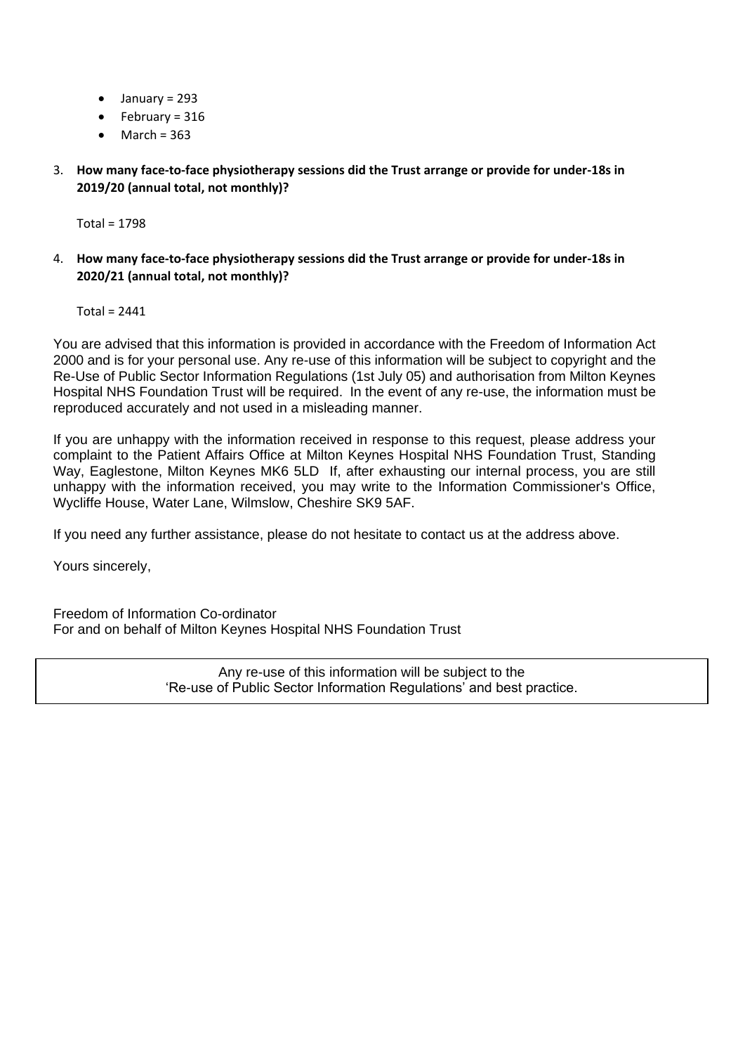- January = 293
- February = 316
- March = 363

3. **How many face-to-face physiotherapy sessions did the Trust arrange or provide for under-18s in 2019/20 (annual total, not monthly)?**

   Total = 1798

4. **How many face-to-face physiotherapy sessions did the Trust arrange or provide for under-18s in 2020/21 (annual total, not monthly)?**

   Total = 2441

You are advised that this information is provided in accordance with the Freedom of Information Act 2000 and is for your personal use. Any re-use of this information will be subject to copyright and the Re-Use of Public Sector Information Regulations (1st July 05) and authorisation from Milton Keynes Hospital NHS Foundation Trust will be required. In the event of any re-use, the information must be reproduced accurately and not used in a misleading manner.

If you are unhappy with the information received in response to this request, please address your complaint to the Patient Affairs Office at Milton Keynes Hospital NHS Foundation Trust, Standing Way, Eaglestone, Milton Keynes MK6 5LD If, after exhausting our internal process, you are still unhappy with the information received, you may write to the Information Commissioner's Office, Wycliffe House, Water Lane, Wilmslow, Cheshire SK9 5AF.

If you need any further assistance, please do not hesitate to contact us at the address above.

Yours sincerely,

Freedom of Information Co-ordinator
For and on behalf of Milton Keynes Hospital NHS Foundation Trust

Any re-use of this information will be subject to the
'Re-use of Public Sector Information Regulations' and best practice.